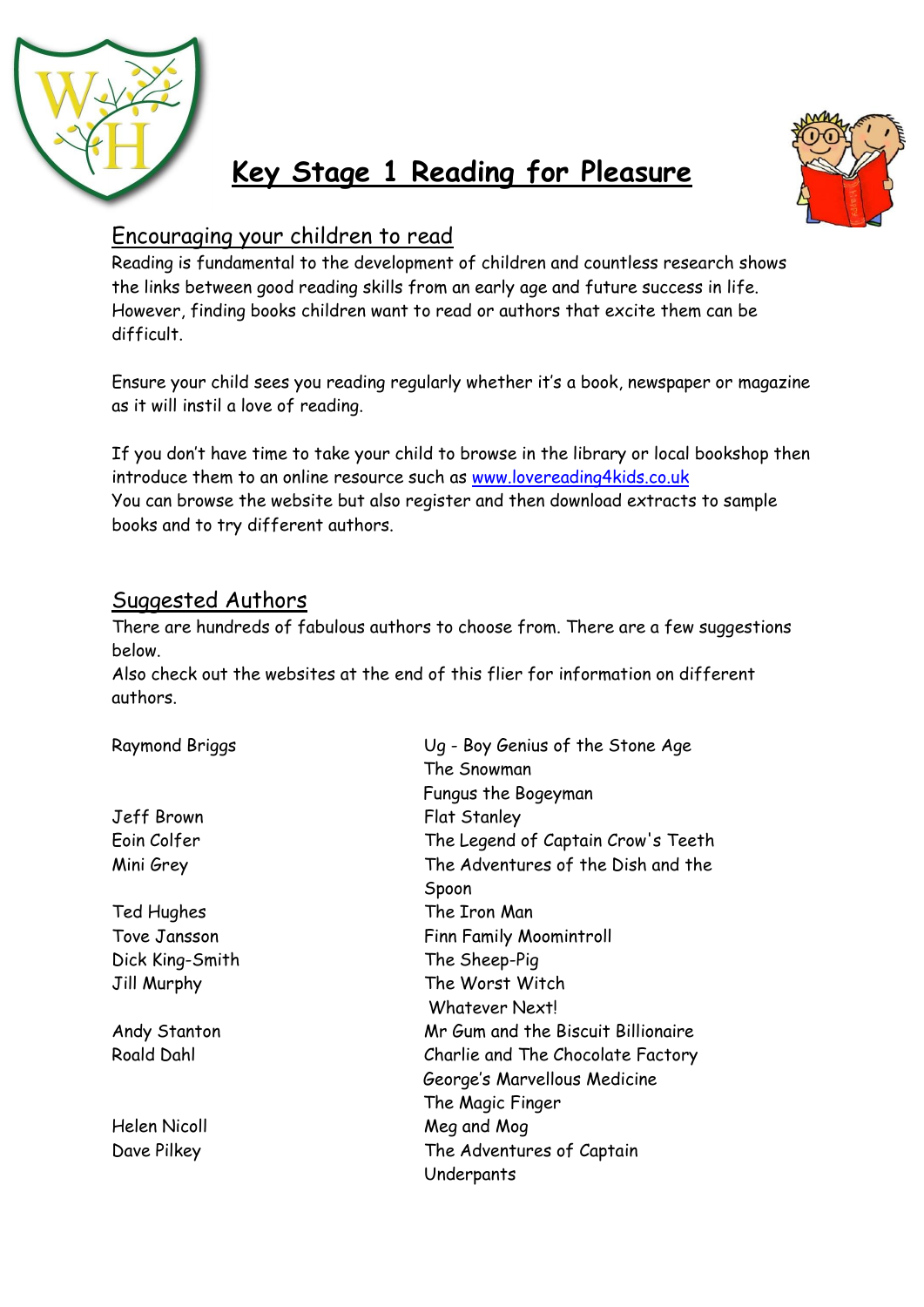# Key Stage 1 Reading for Pleasure

## Encouraging your children to read

Reading is fundamental to the development of children and countless research shows the links between good reading skills from an early age and future success in life. However, finding books children want to read or authors that excite them can be difficult.

Ensure your child sees you reading regularly whether it's a book, newspaper or magazine as it will instil a love of reading.

If you don't have time to take your child to browse in the library or local bookshop then introduce them to an online resource such as www.lovereading4kids.co.uk
You can browse the website but also register and then download extracts to sample books and to try different authors.

## Suggested Authors

There are hundreds of fabulous authors to choose from. There are a few suggestions below.
Also check out the websites at the end of this flier for information on different authors.

| | |
|---|---|
| Raymond Briggs | Ug - Boy Genius of the Stone Age<br>The Snowman<br>Fungus the Bogeyman |
| Jeff Brown | Flat Stanley |
| Eoin Colfer | The Legend of Captain Crow's Teeth |
| Mini Grey | The Adventures of the Dish and the Spoon |
| Ted Hughes | The Iron Man |
| Tove Jansson | Finn Family Moomintroll |
| Dick King-Smith | The Sheep-Pig |
| Jill Murphy | The Worst Witch<br>Whatever Next! |
| Andy Stanton | Mr Gum and the Biscuit Billionaire |
| Roald Dahl | Charlie and The Chocolate Factory<br>George's Marvellous Medicine<br>The Magic Finger |
| Helen Nicoll | Meg and Mog |
| Dave Pilkey | The Adventures of Captain Underpants |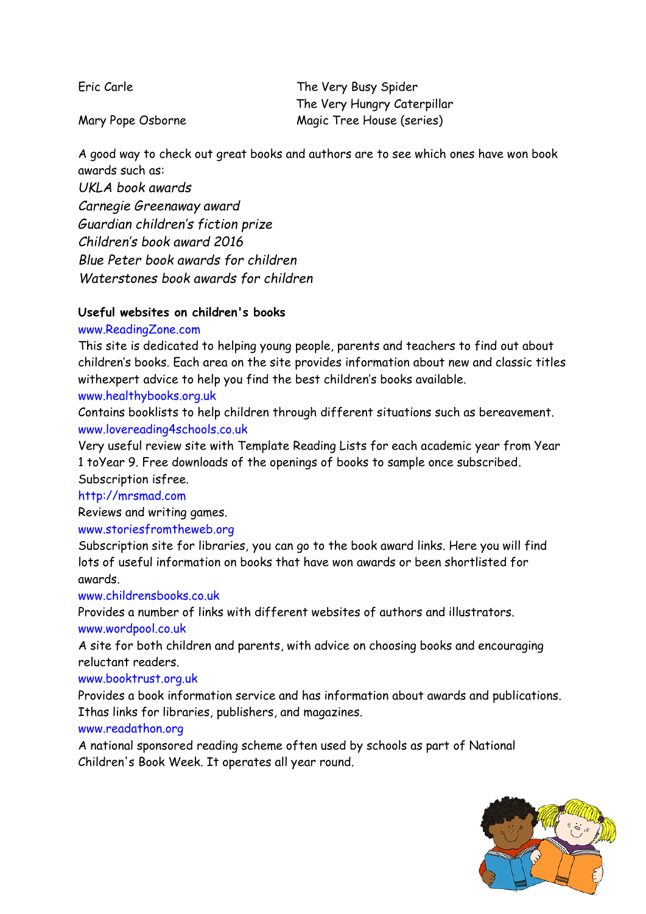| | |
|---|---|
| Eric Carle | The Very Busy Spider<br>The Very Hungry Caterpillar |
| Mary Pope Osborne | Magic Tree House (series) |

A good way to check out great books and authors are to see which ones have won book awards such as:

*UKLA book awards*
*Carnegie Greenaway award*
*Guardian children's fiction prize*
*Children's book award 2016*
*Blue Peter book awards for children*
*Waterstones book awards for children*

**Useful websites on children's books**

www.ReadingZone.com

This site is dedicated to helping young people, parents and teachers to find out about children's books. Each area on the site provides information about new and classic titles withexpert advice to help you find the best children's books available.

www.healthybooks.org.uk

Contains booklists to help children through different situations such as bereavement.

www.lovereading4schools.co.uk

Very useful review site with Template Reading Lists for each academic year from Year 1 toYear 9. Free downloads of the openings of books to sample once subscribed. Subscription isfree.

http://mrsmad.com

Reviews and writing games.

www.storiesfromtheweb.org

Subscription site for libraries, you can go to the book award links. Here you will find lots of useful information on books that have won awards or been shortlisted for awards.

www.childrensbooks.co.uk

Provides a number of links with different websites of authors and illustrators.

www.wordpool.co.uk

A site for both children and parents, with advice on choosing books and encouraging reluctant readers.

www.booktrust.org.uk

Provides a book information service and has information about awards and publications. Ithas links for libraries, publishers, and magazines.

www.readathon.org

A national sponsored reading scheme often used by schools as part of National Children's Book Week. It operates all year round.